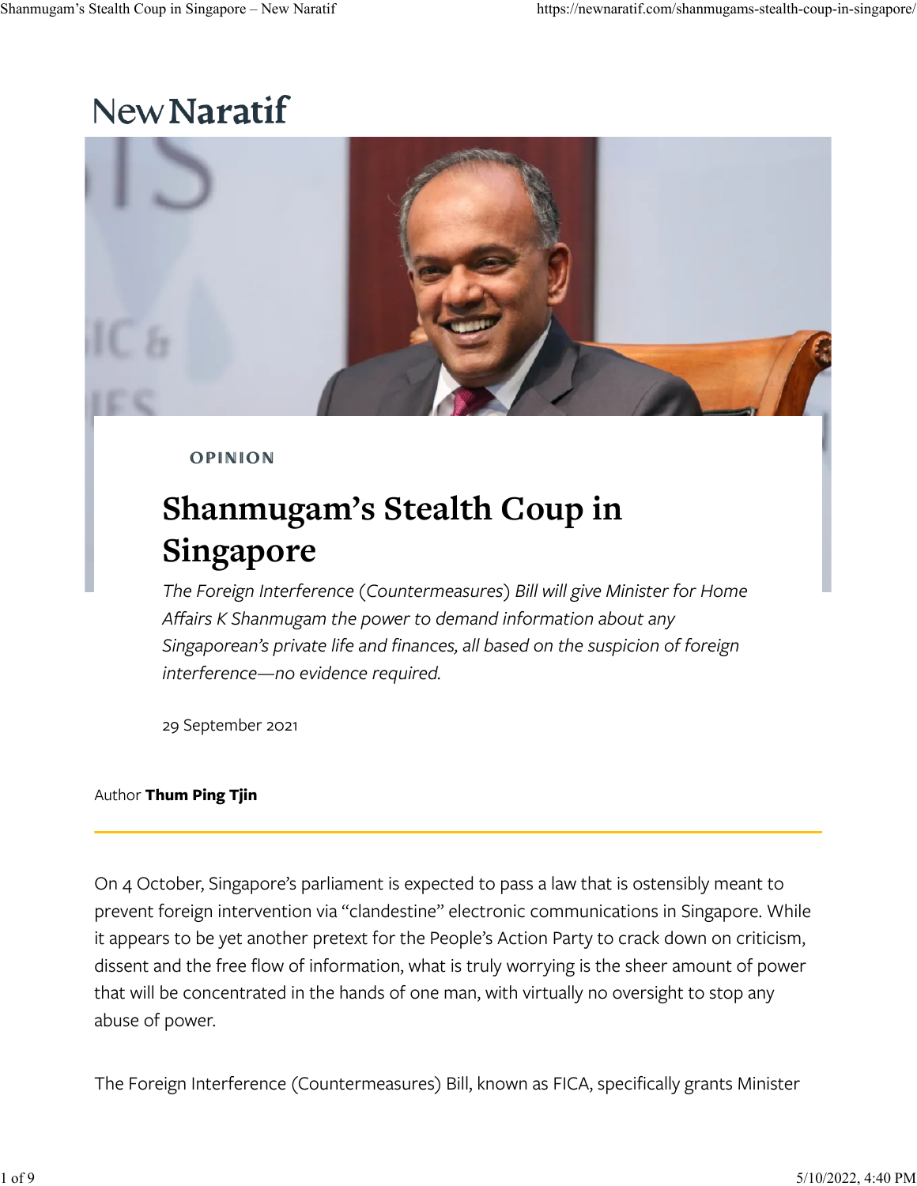New Naratif

OPINION

# Shanmugam's Stealth Coup in Singapore

*The Foreign Interference (Countermeasures) Bill will give Minister for Home Affairs K Shanmugam the power to demand information about any Singaporean's private life and finances, all based on the suspicion of foreign interference—no evidence required.*

29 September 2021

Author **Thum Ping Tjin**

On 4 October, Singapore's parliament is expected to pass a law that is ostensibly meant to prevent foreign intervention via "clandestine" electronic communications in Singapore. While it appears to be yet another pretext for the People's Action Party to crack down on criticism, dissent and the free flow of information, what is truly worrying is the sheer amount of power that will be concentrated in the hands of one man, with virtually no oversight to stop any abuse of power.

The Foreign Interference (Countermeasures) Bill, known as FICA, specifically grants Minister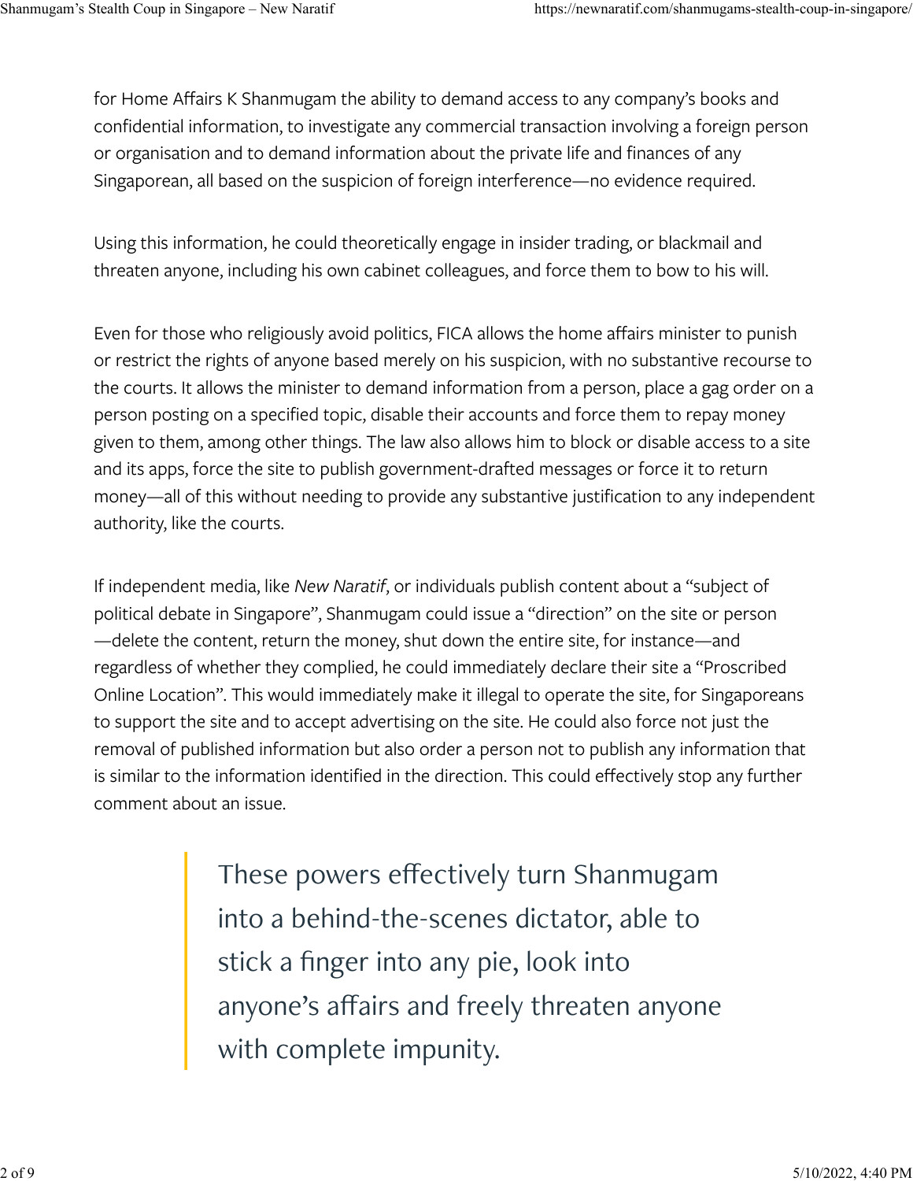for Home Affairs K Shanmugam the ability to demand access to any company's books and confidential information, to investigate any commercial transaction involving a foreign person or organisation and to demand information about the private life and finances of any Singaporean, all based on the suspicion of foreign interference—no evidence required.

Using this information, he could theoretically engage in insider trading, or blackmail and threaten anyone, including his own cabinet colleagues, and force them to bow to his will.

Even for those who religiously avoid politics, FICA allows the home affairs minister to punish or restrict the rights of anyone based merely on his suspicion, with no substantive recourse to the courts. It allows the minister to demand information from a person, place a gag order on a person posting on a specified topic, disable their accounts and force them to repay money given to them, among other things. The law also allows him to block or disable access to a site and its apps, force the site to publish government-drafted messages or force it to return money—all of this without needing to provide any substantive justification to any independent authority, like the courts.

If independent media, like *New Naratif*, or individuals publish content about a "subject of political debate in Singapore", Shanmugam could issue a "direction" on the site or person—delete the content, return the money, shut down the entire site, for instance—and regardless of whether they complied, he could immediately declare their site a "Proscribed Online Location". This would immediately make it illegal to operate the site, for Singaporeans to support the site and to accept advertising on the site. He could also force not just the removal of published information but also order a person not to publish any information that is similar to the information identified in the direction. This could effectively stop any further comment about an issue.

> These powers effectively turn Shanmugam into a behind-the-scenes dictator, able to stick a finger into any pie, look into anyone's affairs and freely threaten anyone with complete impunity.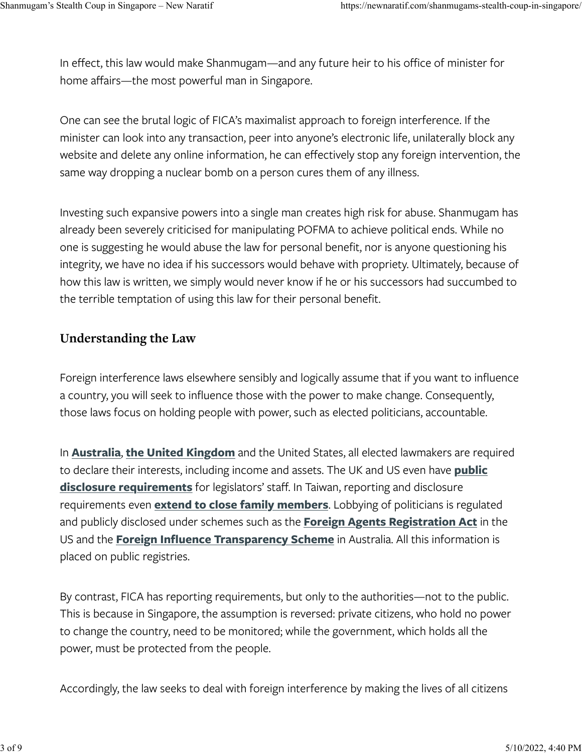In effect, this law would make Shanmugam—and any future heir to his office of minister for home affairs—the most powerful man in Singapore.

One can see the brutal logic of FICA's maximalist approach to foreign interference. If the minister can look into any transaction, peer into anyone's electronic life, unilaterally block any website and delete any online information, he can effectively stop any foreign intervention, the same way dropping a nuclear bomb on a person cures them of any illness.

Investing such expansive powers into a single man creates high risk for abuse. Shanmugam has already been severely criticised for manipulating POFMA to achieve political ends. While no one is suggesting he would abuse the law for personal benefit, nor is anyone questioning his integrity, we have no idea if his successors would behave with propriety. Ultimately, because of how this law is written, we simply would never know if he or his successors had succumbed to the terrible temptation of using this law for their personal benefit.

## Understanding the Law

Foreign interference laws elsewhere sensibly and logically assume that if you want to influence a country, you will seek to influence those with the power to make change. Consequently, those laws focus on holding people with power, such as elected politicians, accountable.

In **Australia**, **the United Kingdom** and the United States, all elected lawmakers are required to declare their interests, including income and assets. The UK and US even have **public disclosure requirements** for legislators' staff. In Taiwan, reporting and disclosure requirements even **extend to close family members**. Lobbying of politicians is regulated and publicly disclosed under schemes such as the **Foreign Agents Registration Act** in the US and the **Foreign Influence Transparency Scheme** in Australia. All this information is placed on public registries.

By contrast, FICA has reporting requirements, but only to the authorities—not to the public. This is because in Singapore, the assumption is reversed: private citizens, who hold no power to change the country, need to be monitored; while the government, which holds all the power, must be protected from the people.

Accordingly, the law seeks to deal with foreign interference by making the lives of all citizens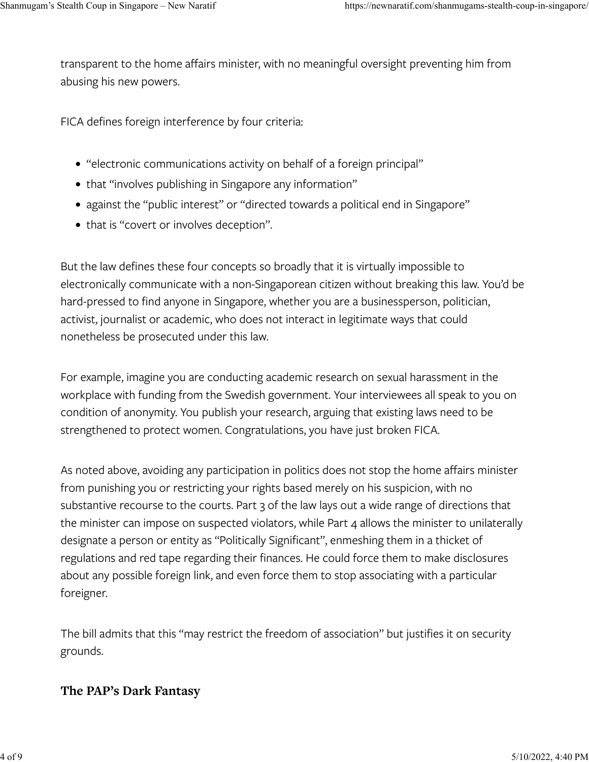transparent to the home affairs minister, with no meaningful oversight preventing him from abusing his new powers.

FICA defines foreign interference by four criteria:

- "electronic communications activity on behalf of a foreign principal"
- that "involves publishing in Singapore any information"
- against the "public interest" or "directed towards a political end in Singapore"
- that is "covert or involves deception".

But the law defines these four concepts so broadly that it is virtually impossible to electronically communicate with a non-Singaporean citizen without breaking this law. You'd be hard-pressed to find anyone in Singapore, whether you are a businessperson, politician, activist, journalist or academic, who does not interact in legitimate ways that could nonetheless be prosecuted under this law.

For example, imagine you are conducting academic research on sexual harassment in the workplace with funding from the Swedish government. Your interviewees all speak to you on condition of anonymity. You publish your research, arguing that existing laws need to be strengthened to protect women. Congratulations, you have just broken FICA.

As noted above, avoiding any participation in politics does not stop the home affairs minister from punishing you or restricting your rights based merely on his suspicion, with no substantive recourse to the courts. Part 3 of the law lays out a wide range of directions that the minister can impose on suspected violators, while Part 4 allows the minister to unilaterally designate a person or entity as "Politically Significant", enmeshing them in a thicket of regulations and red tape regarding their finances. He could force them to make disclosures about any possible foreign link, and even force them to stop associating with a particular foreigner.

The bill admits that this "may restrict the freedom of association" but justifies it on security grounds.

### The PAP's Dark Fantasy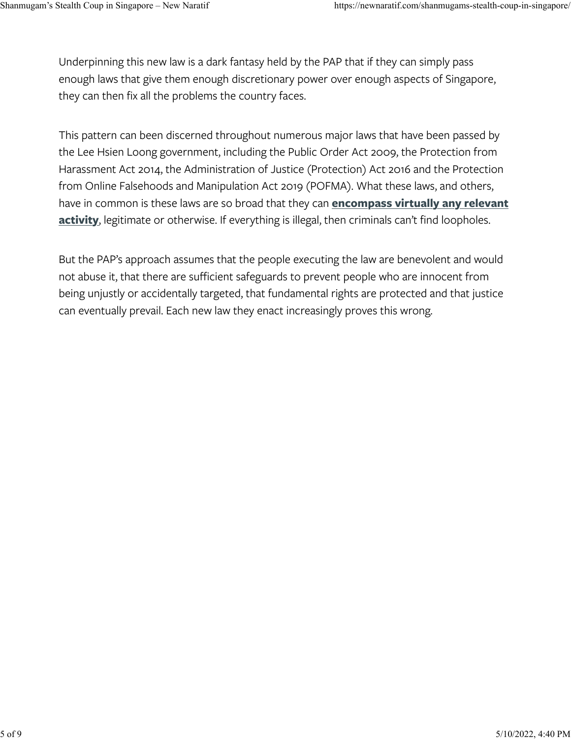Underpinning this new law is a dark fantasy held by the PAP that if they can simply pass enough laws that give them enough discretionary power over enough aspects of Singapore, they can then fix all the problems the country faces.

This pattern can been discerned throughout numerous major laws that have been passed by the Lee Hsien Loong government, including the Public Order Act 2009, the Protection from Harassment Act 2014, the Administration of Justice (Protection) Act 2016 and the Protection from Online Falsehoods and Manipulation Act 2019 (POFMA). What these laws, and others, have in common is these laws are so broad that they can **encompass virtually any relevant activity**, legitimate or otherwise. If everything is illegal, then criminals can't find loopholes.

But the PAP's approach assumes that the people executing the law are benevolent and would not abuse it, that there are sufficient safeguards to prevent people who are innocent from being unjustly or accidentally targeted, that fundamental rights are protected and that justice can eventually prevail. Each new law they enact increasingly proves this wrong.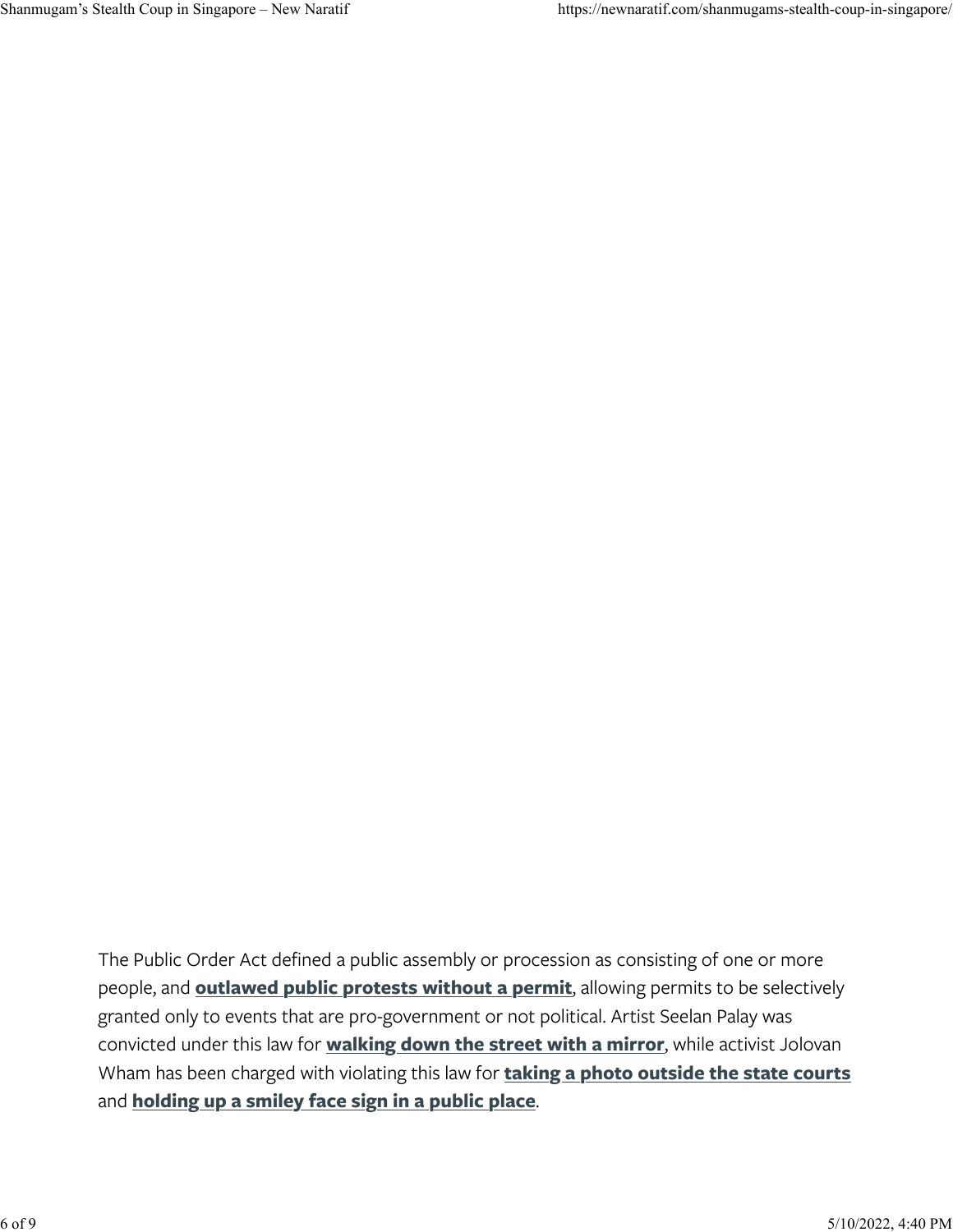The Public Order Act defined a public assembly or procession as consisting of one or more people, and **outlawed public protests without a permit**, allowing permits to be selectively granted only to events that are pro-government or not political. Artist Seelan Palay was convicted under this law for **walking down the street with a mirror**, while activist Jolovan Wham has been charged with violating this law for **taking a photo outside the state courts** and **holding up a smiley face sign in a public place**.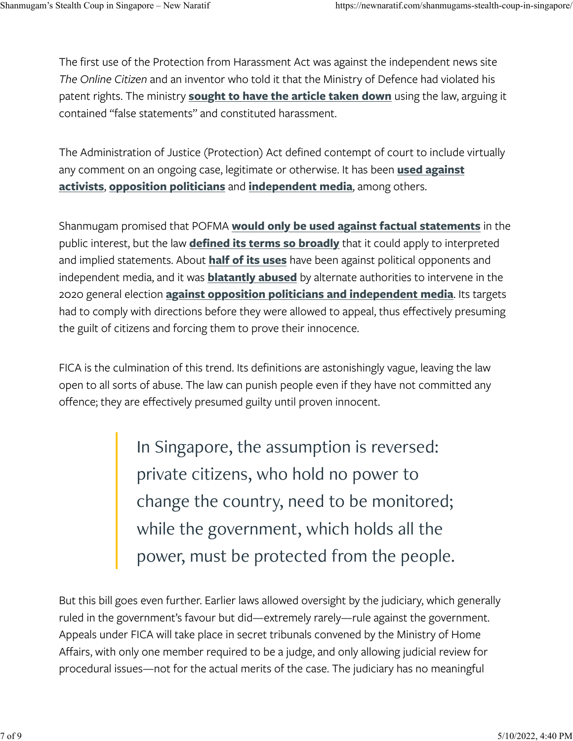The first use of the Protection from Harassment Act was against the independent news site *The Online Citizen* and an inventor who told it that the Ministry of Defence had violated his patent rights. The ministry **sought to have the article taken down** using the law, arguing it contained "false statements" and constituted harassment.

The Administration of Justice (Protection) Act defined contempt of court to include virtually any comment on an ongoing case, legitimate or otherwise. It has been **used against activists**, **opposition politicians** and **independent media**, among others.

Shanmugam promised that POFMA **would only be used against factual statements** in the public interest, but the law **defined its terms so broadly** that it could apply to interpreted and implied statements. About **half of its uses** have been against political opponents and independent media, and it was **blatantly abused** by alternate authorities to intervene in the 2020 general election **against opposition politicians and independent media**. Its targets had to comply with directions before they were allowed to appeal, thus effectively presuming the guilt of citizens and forcing them to prove their innocence.

FICA is the culmination of this trend. Its definitions are astonishingly vague, leaving the law open to all sorts of abuse. The law can punish people even if they have not committed any offence; they are effectively presumed guilty until proven innocent.

> In Singapore, the assumption is reversed: private citizens, who hold no power to change the country, need to be monitored; while the government, which holds all the power, must be protected from the people.

But this bill goes even further. Earlier laws allowed oversight by the judiciary, which generally ruled in the government's favour but did—extremely rarely—rule against the government. Appeals under FICA will take place in secret tribunals convened by the Ministry of Home Affairs, with only one member required to be a judge, and only allowing judicial review for procedural issues—not for the actual merits of the case. The judiciary has no meaningful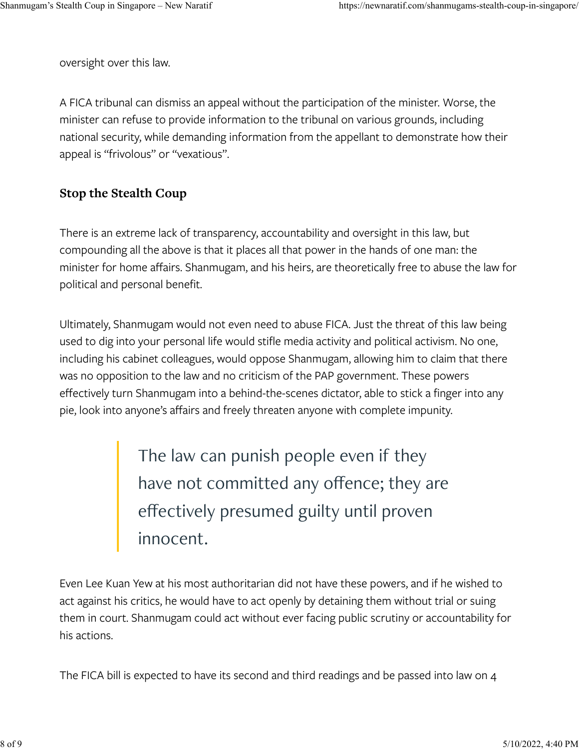oversight over this law.

A FICA tribunal can dismiss an appeal without the participation of the minister. Worse, the minister can refuse to provide information to the tribunal on various grounds, including national security, while demanding information from the appellant to demonstrate how their appeal is "frivolous" or "vexatious".

## Stop the Stealth Coup

There is an extreme lack of transparency, accountability and oversight in this law, but compounding all the above is that it places all that power in the hands of one man: the minister for home affairs. Shanmugam, and his heirs, are theoretically free to abuse the law for political and personal benefit.

Ultimately, Shanmugam would not even need to abuse FICA. Just the threat of this law being used to dig into your personal life would stifle media activity and political activism. No one, including his cabinet colleagues, would oppose Shanmugam, allowing him to claim that there was no opposition to the law and no criticism of the PAP government. These powers effectively turn Shanmugam into a behind-the-scenes dictator, able to stick a finger into any pie, look into anyone's affairs and freely threaten anyone with complete impunity.

> The law can punish people even if they have not committed any offence; they are effectively presumed guilty until proven innocent.

Even Lee Kuan Yew at his most authoritarian did not have these powers, and if he wished to act against his critics, he would have to act openly by detaining them without trial or suing them in court. Shanmugam could act without ever facing public scrutiny or accountability for his actions.

The FICA bill is expected to have its second and third readings and be passed into law on 4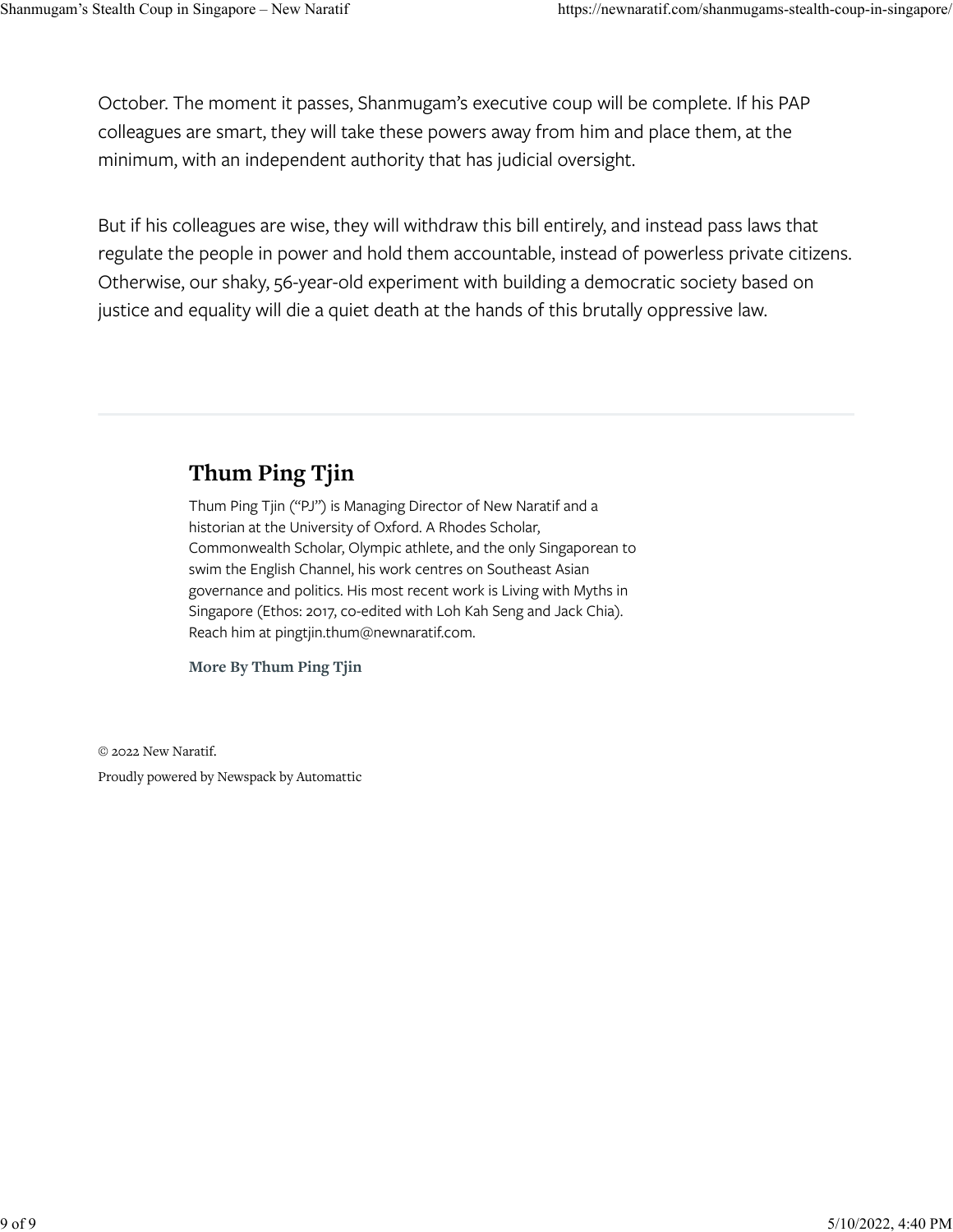October. The moment it passes, Shanmugam's executive coup will be complete. If his PAP colleagues are smart, they will take these powers away from him and place them, at the minimum, with an independent authority that has judicial oversight.

But if his colleagues are wise, they will withdraw this bill entirely, and instead pass laws that regulate the people in power and hold them accountable, instead of powerless private citizens. Otherwise, our shaky, 56-year-old experiment with building a democratic society based on justice and equality will die a quiet death at the hands of this brutally oppressive law.

---

## Thum Ping Tjin

Thum Ping Tjin ("PJ") is Managing Director of New Naratif and a historian at the University of Oxford. A Rhodes Scholar, Commonwealth Scholar, Olympic athlete, and the only Singaporean to swim the English Channel, his work centres on Southeast Asian governance and politics. His most recent work is Living with Myths in Singapore (Ethos: 2017, co-edited with Loh Kah Seng and Jack Chia). Reach him at pingtjin.thum@newnaratif.com.

**More By Thum Ping Tjin**

© 2022 New Naratif.

Proudly powered by Newspack by Automattic